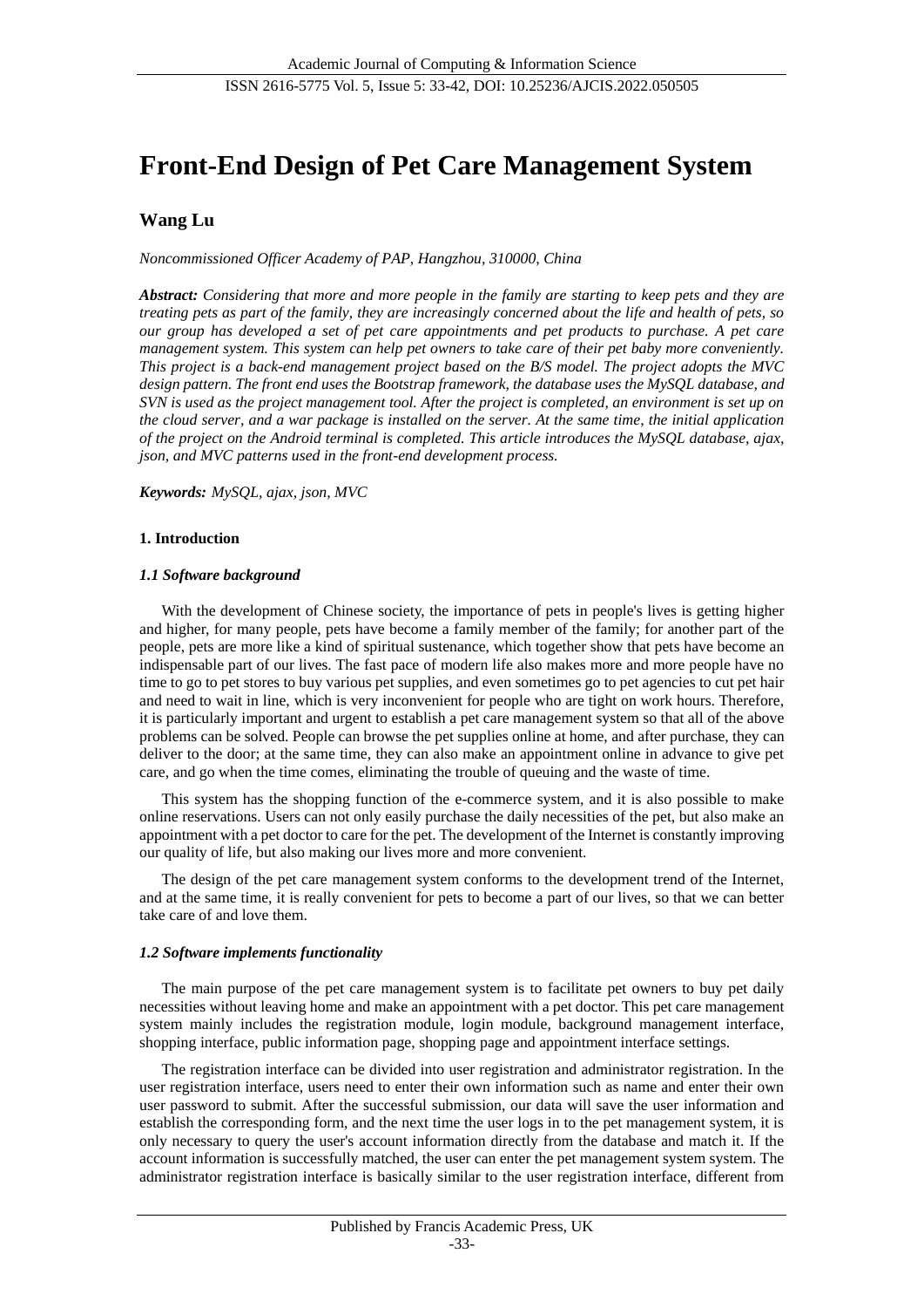# Front-End Design of Pet Care Management System

## Wang Lu

*Noncommissioned Officer Academy of PAP, Hangzhou, 310000, China*

***Abstract:*** *Considering that more and more people in the family are starting to keep pets and they are treating pets as part of the family, they are increasingly concerned about the life and health of pets, so our group has developed a set of pet care appointments and pet products to purchase. A pet care management system. This system can help pet owners to take care of their pet baby more conveniently. This project is a back-end management project based on the B/S model. The project adopts the MVC design pattern. The front end uses the Bootstrap framework, the database uses the MySQL database, and SVN is used as the project management tool. After the project is completed, an environment is set up on the cloud server, and a war package is installed on the server. At the same time, the initial application of the project on the Android terminal is completed. This article introduces the MySQL database, ajax, json, and MVC patterns used in the front-end development process.*

***Keywords:*** *MySQL, ajax, json, MVC*

### 1. Introduction

#### *1.1 Software background*

With the development of Chinese society, the importance of pets in people's lives is getting higher and higher, for many people, pets have become a family member of the family; for another part of the people, pets are more like a kind of spiritual sustenance, which together show that pets have become an indispensable part of our lives. The fast pace of modern life also makes more and more people have no time to go to pet stores to buy various pet supplies, and even sometimes go to pet agencies to cut pet hair and need to wait in line, which is very inconvenient for people who are tight on work hours. Therefore, it is particularly important and urgent to establish a pet care management system so that all of the above problems can be solved. People can browse the pet supplies online at home, and after purchase, they can deliver to the door; at the same time, they can also make an appointment online in advance to give pet care, and go when the time comes, eliminating the trouble of queuing and the waste of time.

This system has the shopping function of the e-commerce system, and it is also possible to make online reservations. Users can not only easily purchase the daily necessities of the pet, but also make an appointment with a pet doctor to care for the pet. The development of the Internet is constantly improving our quality of life, but also making our lives more and more convenient.

The design of the pet care management system conforms to the development trend of the Internet, and at the same time, it is really convenient for pets to become a part of our lives, so that we can better take care of and love them.

#### *1.2 Software implements functionality*

The main purpose of the pet care management system is to facilitate pet owners to buy pet daily necessities without leaving home and make an appointment with a pet doctor. This pet care management system mainly includes the registration module, login module, background management interface, shopping interface, public information page, shopping page and appointment interface settings.

The registration interface can be divided into user registration and administrator registration. In the user registration interface, users need to enter their own information such as name and enter their own user password to submit. After the successful submission, our data will save the user information and establish the corresponding form, and the next time the user logs in to the pet management system, it is only necessary to query the user's account information directly from the database and match it. If the account information is successfully matched, the user can enter the pet management system system. The administrator registration interface is basically similar to the user registration interface, different from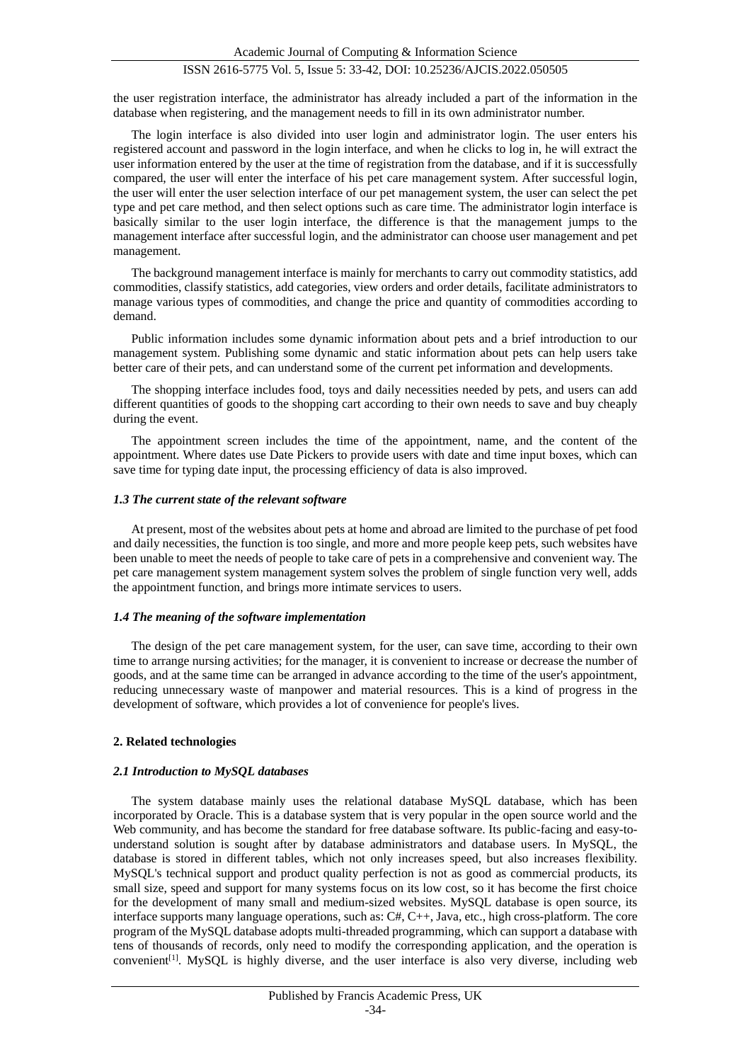the user registration interface, the administrator has already included a part of the information in the database when registering, and the management needs to fill in its own administrator number.

The login interface is also divided into user login and administrator login. The user enters his registered account and password in the login interface, and when he clicks to log in, he will extract the user information entered by the user at the time of registration from the database, and if it is successfully compared, the user will enter the interface of his pet care management system. After successful login, the user will enter the user selection interface of our pet management system, the user can select the pet type and pet care method, and then select options such as care time. The administrator login interface is basically similar to the user login interface, the difference is that the management jumps to the management interface after successful login, and the administrator can choose user management and pet management.

The background management interface is mainly for merchants to carry out commodity statistics, add commodities, classify statistics, add categories, view orders and order details, facilitate administrators to manage various types of commodities, and change the price and quantity of commodities according to demand.

Public information includes some dynamic information about pets and a brief introduction to our management system. Publishing some dynamic and static information about pets can help users take better care of their pets, and can understand some of the current pet information and developments.

The shopping interface includes food, toys and daily necessities needed by pets, and users can add different quantities of goods to the shopping cart according to their own needs to save and buy cheaply during the event.

The appointment screen includes the time of the appointment, name, and the content of the appointment. Where dates use Date Pickers to provide users with date and time input boxes, which can save time for typing date input, the processing efficiency of data is also improved.

### *1.3 The current state of the relevant software*

At present, most of the websites about pets at home and abroad are limited to the purchase of pet food and daily necessities, the function is too single, and more and more people keep pets, such websites have been unable to meet the needs of people to take care of pets in a comprehensive and convenient way. The pet care management system management system solves the problem of single function very well, adds the appointment function, and brings more intimate services to users.

### *1.4 The meaning of the software implementation*

The design of the pet care management system, for the user, can save time, according to their own time to arrange nursing activities; for the manager, it is convenient to increase or decrease the number of goods, and at the same time can be arranged in advance according to the time of the user's appointment, reducing unnecessary waste of manpower and material resources. This is a kind of progress in the development of software, which provides a lot of convenience for people's lives.

## 2. Related technologies

### *2.1 Introduction to MySQL databases*

The system database mainly uses the relational database MySQL database, which has been incorporated by Oracle. This is a database system that is very popular in the open source world and the Web community, and has become the standard for free database software. Its public-facing and easy-to-understand solution is sought after by database administrators and database users. In MySQL, the database is stored in different tables, which not only increases speed, but also increases flexibility. MySQL's technical support and product quality perfection is not as good as commercial products, its small size, speed and support for many systems focus on its low cost, so it has become the first choice for the development of many small and medium-sized websites. MySQL database is open source, its interface supports many language operations, such as: C#, C++, Java, etc., high cross-platform. The core program of the MySQL database adopts multi-threaded programming, which can support a database with tens of thousands of records, only need to modify the corresponding application, and the operation is convenient[1]. MySQL is highly diverse, and the user interface is also very diverse, including web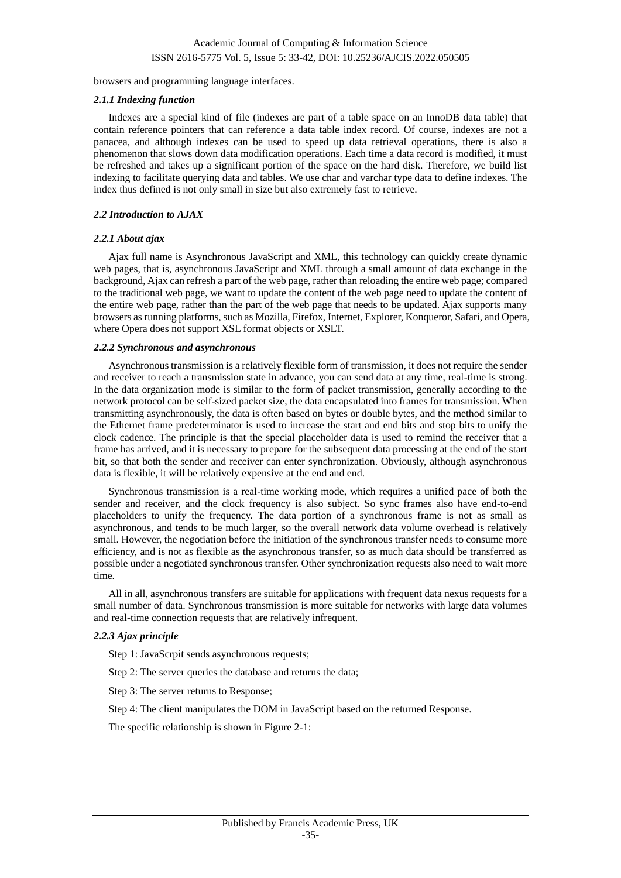browsers and programming language interfaces.

#### *2.1.1 Indexing function*

Indexes are a special kind of file (indexes are part of a table space on an InnoDB data table) that contain reference pointers that can reference a data table index record. Of course, indexes are not a panacea, and although indexes can be used to speed up data retrieval operations, there is also a phenomenon that slows down data modification operations. Each time a data record is modified, it must be refreshed and takes up a significant portion of the space on the hard disk. Therefore, we build list indexing to facilitate querying data and tables. We use char and varchar type data to define indexes. The index thus defined is not only small in size but also extremely fast to retrieve.

### *2.2 Introduction to AJAX*

#### *2.2.1 About ajax*

Ajax full name is Asynchronous JavaScript and XML, this technology can quickly create dynamic web pages, that is, asynchronous JavaScript and XML through a small amount of data exchange in the background, Ajax can refresh a part of the web page, rather than reloading the entire web page; compared to the traditional web page, we want to update the content of the web page need to update the content of the entire web page, rather than the part of the web page that needs to be updated. Ajax supports many browsers as running platforms, such as Mozilla, Firefox, Internet, Explorer, Konqueror, Safari, and Opera, where Opera does not support XSL format objects or XSLT.

#### *2.2.2 Synchronous and asynchronous*

Asynchronous transmission is a relatively flexible form of transmission, it does not require the sender and receiver to reach a transmission state in advance, you can send data at any time, real-time is strong. In the data organization mode is similar to the form of packet transmission, generally according to the network protocol can be self-sized packet size, the data encapsulated into frames for transmission. When transmitting asynchronously, the data is often based on bytes or double bytes, and the method similar to the Ethernet frame predeterminator is used to increase the start and end bits and stop bits to unify the clock cadence. The principle is that the special placeholder data is used to remind the receiver that a frame has arrived, and it is necessary to prepare for the subsequent data processing at the end of the start bit, so that both the sender and receiver can enter synchronization. Obviously, although asynchronous data is flexible, it will be relatively expensive at the end and end.

Synchronous transmission is a real-time working mode, which requires a unified pace of both the sender and receiver, and the clock frequency is also subject. So sync frames also have end-to-end placeholders to unify the frequency. The data portion of a synchronous frame is not as small as asynchronous, and tends to be much larger, so the overall network data volume overhead is relatively small. However, the negotiation before the initiation of the synchronous transfer needs to consume more efficiency, and is not as flexible as the asynchronous transfer, so as much data should be transferred as possible under a negotiated synchronous transfer. Other synchronization requests also need to wait more time.

All in all, asynchronous transfers are suitable for applications with frequent data nexus requests for a small number of data. Synchronous transmission is more suitable for networks with large data volumes and real-time connection requests that are relatively infrequent.

#### *2.2.3 Ajax principle*

Step 1: JavaScrpit sends asynchronous requests;

Step 2: The server queries the database and returns the data;

Step 3: The server returns to Response;

Step 4: The client manipulates the DOM in JavaScript based on the returned Response.

The specific relationship is shown in Figure 2-1: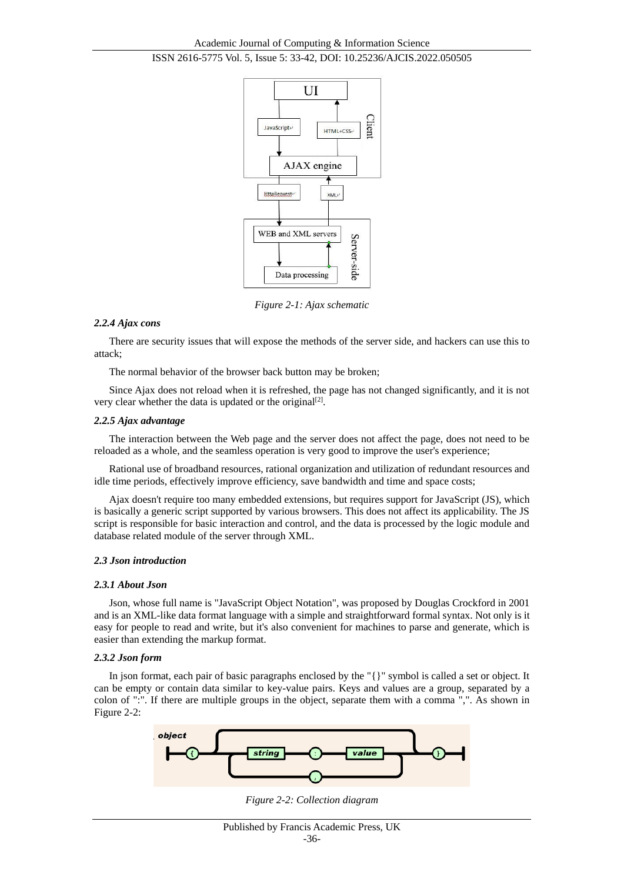Figure 2-1: Ajax schematic

#### 2.2.4 Ajax cons

There are security issues that will expose the methods of the server side, and hackers can use this to attack;

The normal behavior of the browser back button may be broken;

Since Ajax does not reload when it is refreshed, the page has not changed significantly, and it is not very clear whether the data is updated or the original[2].

#### 2.2.5 Ajax advantage

The interaction between the Web page and the server does not affect the page, does not need to be reloaded as a whole, and the seamless operation is very good to improve the user's experience;

Rational use of broadband resources, rational organization and utilization of redundant resources and idle time periods, effectively improve efficiency, save bandwidth and time and space costs;

Ajax doesn't require too many embedded extensions, but requires support for JavaScript (JS), which is basically a generic script supported by various browsers. This does not affect its applicability. The JS script is responsible for basic interaction and control, and the data is processed by the logic module and database related module of the server through XML.

### 2.3 Json introduction

#### 2.3.1 About Json

Json, whose full name is "JavaScript Object Notation", was proposed by Douglas Crockford in 2001 and is an XML-like data format language with a simple and straightforward formal syntax. Not only is it easy for people to read and write, but it's also convenient for machines to parse and generate, which is easier than extending the markup format.

#### 2.3.2 Json form

In json format, each pair of basic paragraphs enclosed by the "{}" symbol is called a set or object. It can be empty or contain data similar to key-value pairs. Keys and values are a group, separated by a colon of ":". If there are multiple groups in the object, separate them with a comma ",". As shown in Figure 2-2:

Figure 2-2: Collection diagram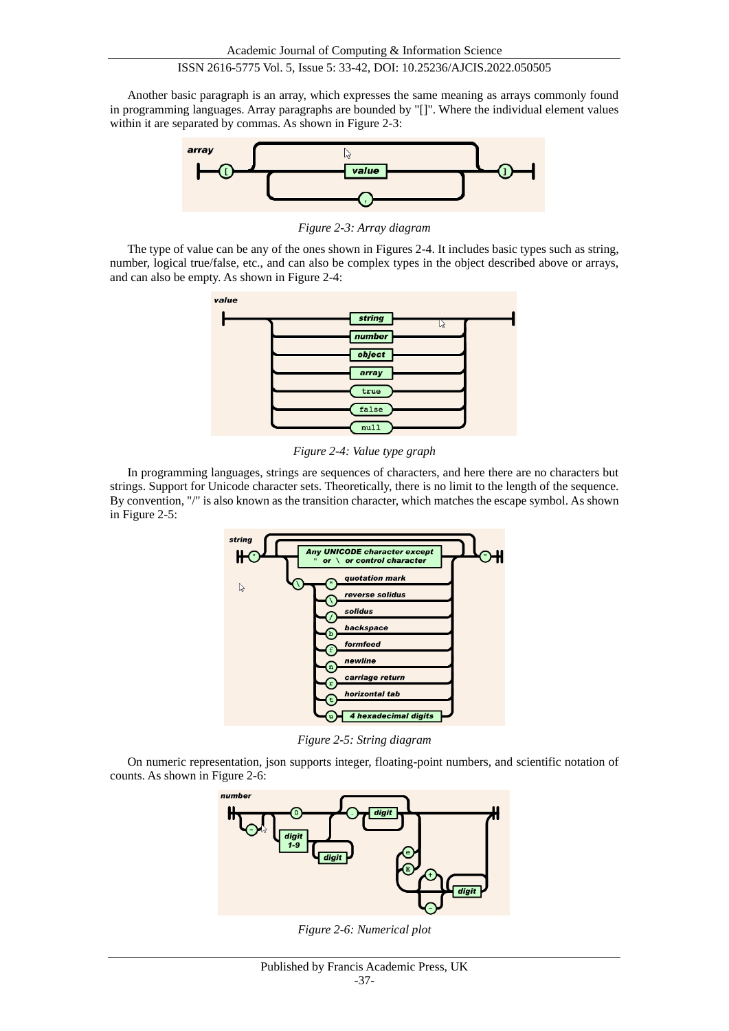Another basic paragraph is an array, which expresses the same meaning as arrays commonly found in programming languages. Array paragraphs are bounded by "[]". Where the individual element values within it are separated by commas. As shown in Figure 2-3:

*Figure 2-3: Array diagram*

The type of value can be any of the ones shown in Figures 2-4. It includes basic types such as string, number, logical true/false, etc., and can also be complex types in the object described above or arrays, and can also be empty. As shown in Figure 2-4:

*Figure 2-4: Value type graph*

In programming languages, strings are sequences of characters, and here there are no characters but strings. Support for Unicode character sets. Theoretically, there is no limit to the length of the sequence. By convention, "/" is also known as the transition character, which matches the escape symbol. As shown in Figure 2-5:

*Figure 2-5: String diagram*

On numeric representation, json supports integer, floating-point numbers, and scientific notation of counts. As shown in Figure 2-6:

*Figure 2-6: Numerical plot*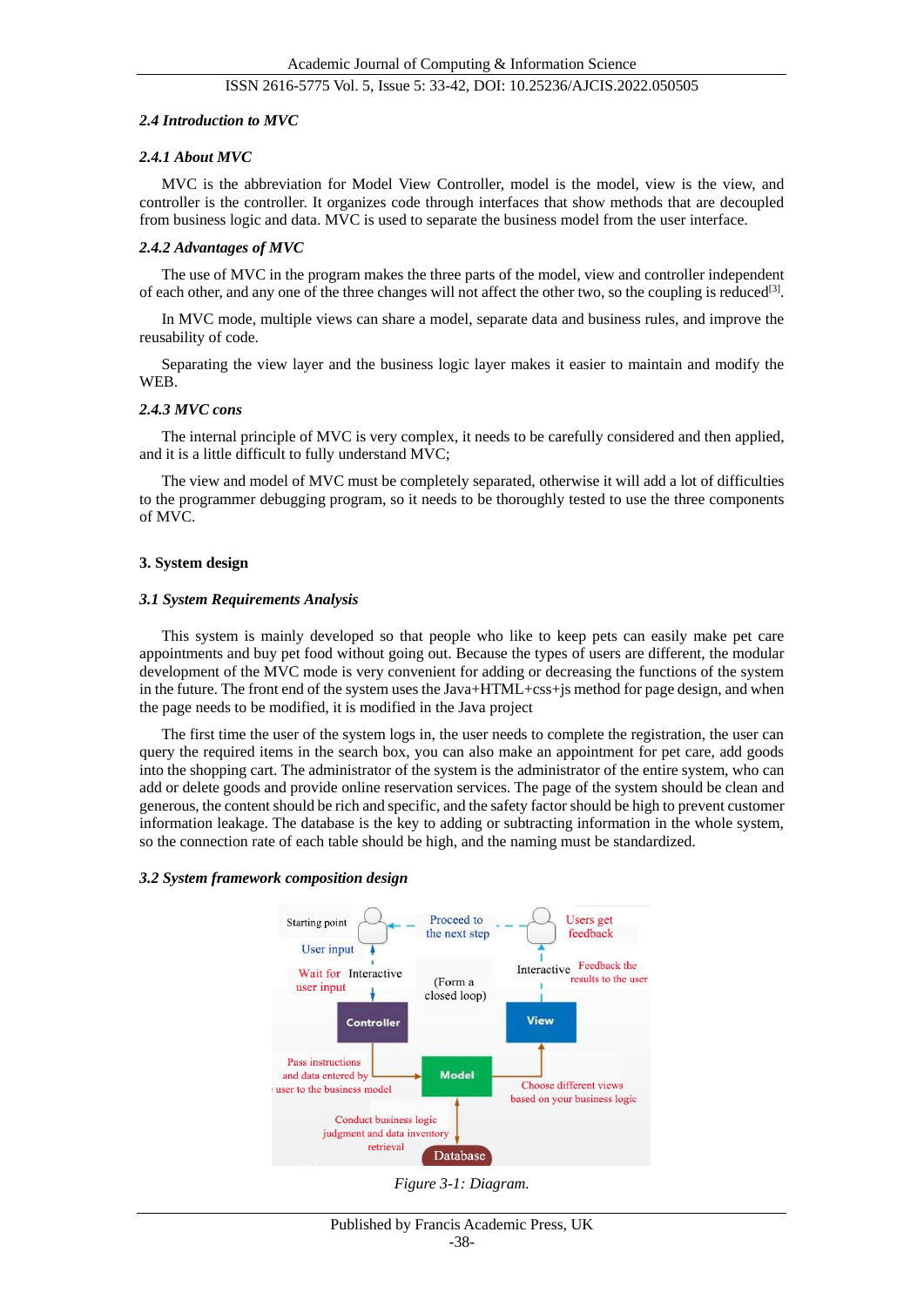### 2.4 Introduction to MVC

#### 2.4.1 About MVC

MVC is the abbreviation for Model View Controller, model is the model, view is the view, and controller is the controller. It organizes code through interfaces that show methods that are decoupled from business logic and data. MVC is used to separate the business model from the user interface.

#### 2.4.2 Advantages of MVC

The use of MVC in the program makes the three parts of the model, view and controller independent of each other, and any one of the three changes will not affect the other two, so the coupling is reduced[3].

In MVC mode, multiple views can share a model, separate data and business rules, and improve the reusability of code.

Separating the view layer and the business logic layer makes it easier to maintain and modify the WEB.

#### 2.4.3 MVC cons

The internal principle of MVC is very complex, it needs to be carefully considered and then applied, and it is a little difficult to fully understand MVC;

The view and model of MVC must be completely separated, otherwise it will add a lot of difficulties to the programmer debugging program, so it needs to be thoroughly tested to use the three components of MVC.

## 3. System design

### 3.1 System Requirements Analysis

This system is mainly developed so that people who like to keep pets can easily make pet care appointments and buy pet food without going out. Because the types of users are different, the modular development of the MVC mode is very convenient for adding or decreasing the functions of the system in the future. The front end of the system uses the Java+HTML+css+js method for page design, and when the page needs to be modified, it is modified in the Java project

The first time the user of the system logs in, the user needs to complete the registration, the user can query the required items in the search box, you can also make an appointment for pet care, add goods into the shopping cart. The administrator of the system is the administrator of the entire system, who can add or delete goods and provide online reservation services. The page of the system should be clean and generous, the content should be rich and specific, and the safety factor should be high to prevent customer information leakage. The database is the key to adding or subtracting information in the whole system, so the connection rate of each table should be high, and the naming must be standardized.

### 3.2 System framework composition design

Starting point | User input | Wait for user input | Interactive | Proceed to the next step | (Form a closed loop) | Users get feedback | Interactive | Feedback the results to the user | Controller | View | Model | Pass instructions and data entered by user to the business model | Choose different views based on your business logic | Conduct business logic judgment and data inventory retrieval | Database

Figure 3-1: Diagram.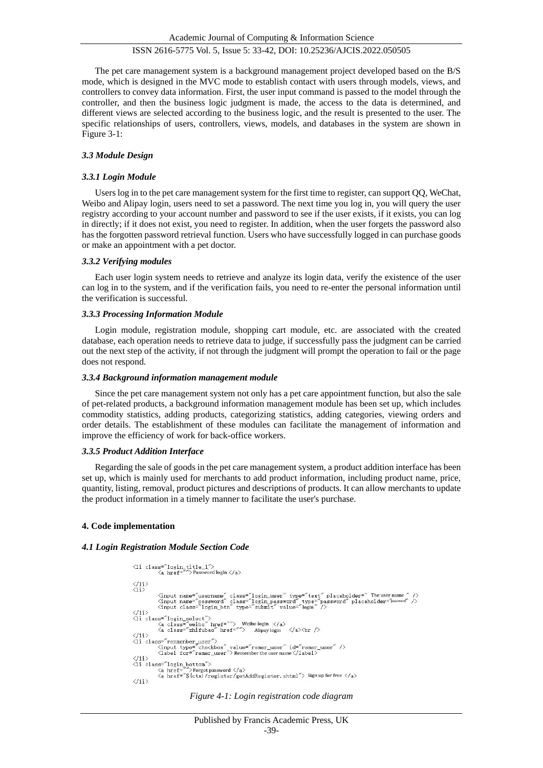The pet care management system is a background management project developed based on the B/S mode, which is designed in the MVC mode to establish contact with users through models, views, and controllers to convey data information. First, the user input command is passed to the model through the controller, and then the business logic judgment is made, the access to the data is determined, and different views are selected according to the business logic, and the result is presented to the user. The specific relationships of users, controllers, views, models, and databases in the system are shown in Figure 3-1:

### *3.3 Module Design*

#### *3.3.1 Login Module*

Users log in to the pet care management system for the first time to register, can support QQ, WeChat, Weibo and Alipay login, users need to set a password. The next time you log in, you will query the user registry according to your account number and password to see if the user exists, if it exists, you can log in directly; if it does not exist, you need to register. In addition, when the user forgets the password also has the forgotten password retrieval function. Users who have successfully logged in can purchase goods or make an appointment with a pet doctor.

#### *3.3.2 Verifying modules*

Each user login system needs to retrieve and analyze its login data, verify the existence of the user can log in to the system, and if the verification fails, you need to re-enter the personal information until the verification is successful.

#### *3.3.3 Processing Information Module*

Login module, registration module, shopping cart module, etc. are associated with the created database, each operation needs to retrieve data to judge, if successfully pass the judgment can be carried out the next step of the activity, if not through the judgment will prompt the operation to fail or the page does not respond.

#### *3.3.4 Background information management module*

Since the pet care management system not only has a pet care appointment function, but also the sale of pet-related products, a background information management module has been set up, which includes commodity statistics, adding products, categorizing statistics, adding categories, viewing orders and order details. The establishment of these modules can facilitate the management of information and improve the efficiency of work for back-office workers.

#### *3.3.5 Product Addition Interface*

Regarding the sale of goods in the pet care management system, a product addition interface has been set up, which is mainly used for merchants to add product information, including product name, price, quantity, listing, removal, product pictures and descriptions of products. It can allow merchants to update the product information in a timely manner to facilitate the user's purchase.

## **4. Code implementation**

### *4.1 Login Registration Module Section Code*

```
<li class="login_title_1">
        <a href="">Password login </a>

</li>
<li>
        <input name="username" class="login_user" type="text" placeholder=" The user name " />
        <input name="password" class="login_password" type="password" placeholder="password" />
        <input class="login_btn" type="submit" value="login" />
</li>
<li class="login_select">
        <a class="weibo" href="">  Weibo login  </a>
        <a class="zhifubao" href="">   Alipay login   </a><br />
</li>
<li class="remember_user">
        <input type="checkbox" value="remer_user" id="remer_user" />
        <label for="remer_user"> Remember the user name </label>
</li>
<li class="login_bottom">
        <a href="">Forgot password </a>
        <a href="${ctx}/register/getAddRegister.shtml"> Sign up for free </a>
</li>
```

*Figure 4-1: Login registration code diagram*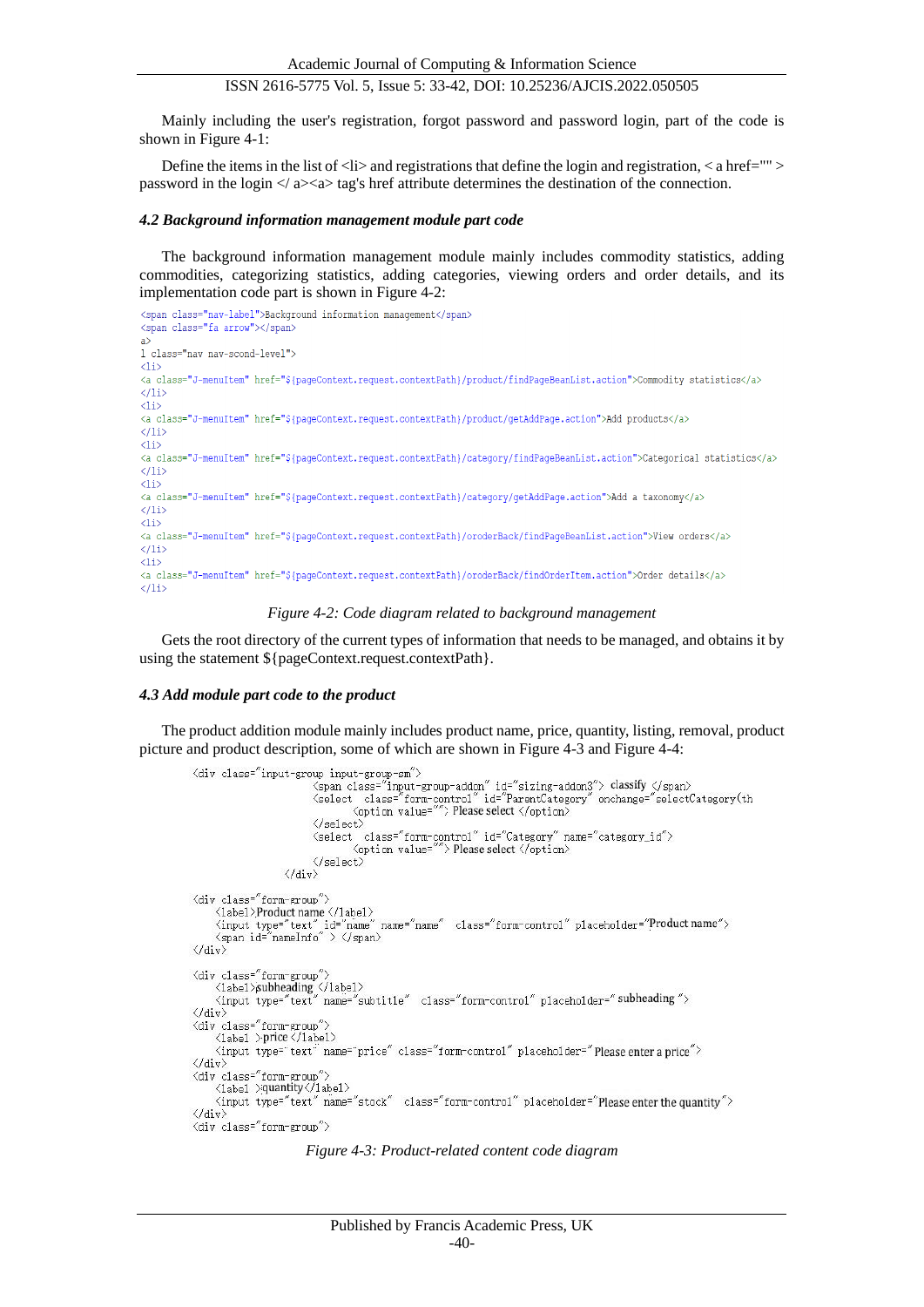Mainly including the user's registration, forgot password and password login, part of the code is shown in Figure 4-1:

Define the items in the list of <li> and registrations that define the login and registration, < a href="" > password in the login </ a><a> tag's href attribute determines the destination of the connection.

### *4.2 Background information management module part code*

The background information management module mainly includes commodity statistics, adding commodities, categorizing statistics, adding categories, viewing orders and order details, and its implementation code part is shown in Figure 4-2:

```
<span class="nav-label">Background information management</span>
<span class="fa arrow"></span>
a>
l class="nav nav-scond-level">
<li>
<a class="J-menuItem" href="${pageContext.request.contextPath}/product/findPageBeanList.action">Commodity statistics</a>
</li>
<li>
<a class="J-menuItem" href="${pageContext.request.contextPath}/product/getAddPage.action">Add products</a>
</li>
<li>
<a class="J-menuItem" href="${pageContext.request.contextPath}/category/findPageBeanList.action">Categorical statistics</a>
</li>
<li>
<a class="J-menuItem" href="${pageContext.request.contextPath}/category/getAddPage.action">Add a taxonomy</a>
</li>
<li>
<a class="J-menuItem" href="${pageContext.request.contextPath}/oroderBack/findPageBeanList.action">View orders</a>
</li>
<li>
<a class="J-menuItem" href="${pageContext.request.contextPath}/oroderBack/findOrderItem.action">Order details</a>
</li>
```

*Figure 4-2: Code diagram related to background management*

Gets the root directory of the current types of information that needs to be managed, and obtains it by using the statement ${pageContext.request.contextPath}.

### *4.3 Add module part code to the product*

The product addition module mainly includes product name, price, quantity, listing, removal, product picture and product description, some of which are shown in Figure 4-3 and Figure 4-4:

```
<div class="input-group input-group-sm">
                <span class="input-group-addon" id="sizing-addon3"> classify </span>
                <select  class="form-control" id="ParentCategory" onchange="selectCategory(th
                        <option value=""> Please select </option>
                </select>
                <select  class="form-control" id="Category" name="category_id">
                        <option value=""> Please select </option>
                </select>
            </div>

<div class="form-group">
    <label>Product name </label>
    <input type="text" id="name" name="name"  class="form-control" placeholder="Product name">
    <span id="nameInfo" > </span>
</div>

<div class="form-group">
    <label>subheading </label>
    <input type="text" name="subtitle"  class="form-control" placeholder=" subheading ">
</div>
<div class="form-group">
    <label >price </label>
    <input type=" text" name="price" class="form-control" placeholder=" Please enter a price">
</div>
<div class="form-group">
    <label >quantity</label>
    <input type="text" name="stock"  class="form-control" placeholder="Please enter the quantity">
</div>
<div class="form-group">
```

*Figure 4-3: Product-related content code diagram*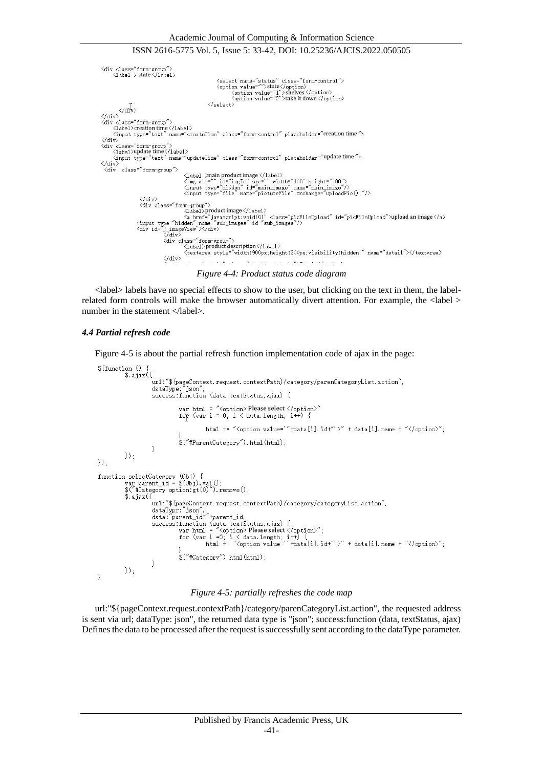```html
<div class="form-group">
    <label > state </label>
                                        <select name="status" class="form-control">
                                        <option value="">state</option>
                                            <option value="1"> shelves </option>
                                            <option value="2">take it down </option>
                                    </select>
        </div>
</div>
<div class="form-group">
    <label>creation time </label>
    <input type="text" name="createTime" class="form-control" placeholder="creation time ">
</div>
<div class="form-group">
    <label>update time</label>
    <input type="text" name="updateTime" class="form-control" placeholder="update time ">
</div>
 <div  class="form-group">
                        <label >main product image </label>
                        <img alt="" id="imgId" src="" width="100" height="100">
                        <input type="hidden" id="main_image" name="main_image"/>
                        <input type="file" name="pictureFile" onchange="uploadPic();"/>
            </div>
            <div class="form-group">
                        <label>product image </label>
                        <a href="javascript:void(0)" class="picFileUpload" id="picFileUpload">upload an image </a>
            <input type="hidden" name="sub_images" id="sub_images"/>
            <div id="J_imageView"></div>
                    </div>
                    <div class="form-group">
                        <label>product description </label>
                        <textarea style="width:900px;height:300px;visibility:hidden;" name="detail"></textarea>
                    </div>
```

*Figure 4-4: Product status code diagram*

<label> labels have no special effects to show to the user, but clicking on the text in them, the label-related form controls will make the browser automatically divert attention. For example, the <label > number in the statement </label>.

### *4.4 Partial refresh code*

Figure 4-5 is about the partial refresh function implementation code of ajax in the page:

```javascript
$(function () {
        $.ajax({
                url:"${pageContext.request.contextPath}/category/parenCategoryList.action",
                dataType:"json",
                success:function (data,textStatus,ajax) {

                        var html = "<option> Please select </option>"
                        for (var i = 0; i < data.length; i++) {

                                html += "<option value='"+data[i].id+"'>" + data[i].name + "</option>";
                        }
                        $("#ParentCategory").html(html);
                }
        });
});

function selectCategory (Obj) {
        var parent_id = $(Obj).val();
        $("#Category option:gt(0)").remove();
        $.ajax({
                url:"${pageContext.request.contextPath}/category/categoryList.action",
                dataTypr:"json",
                data:"parent_id="+parent_id,
                success:function (data,textStatus,ajax) {
                        var html = "<option> Please select </option>";
                        for (var i =0; i < data.length; i++) {
                                html += "<option value='"+data[i].id+"'>" + data[i].name + "</option>";
                        }
                        $("#Category").html(html);
                }
        });
}
```

*Figure 4-5: partially refreshes the code map*

url:"${pageContext.request.contextPath}/category/parenCategoryList.action", the requested address is sent via url; dataType: json", the returned data type is "json"; success:function (data, textStatus, ajax) Defines the data to be processed after the request is successfully sent according to the dataType parameter.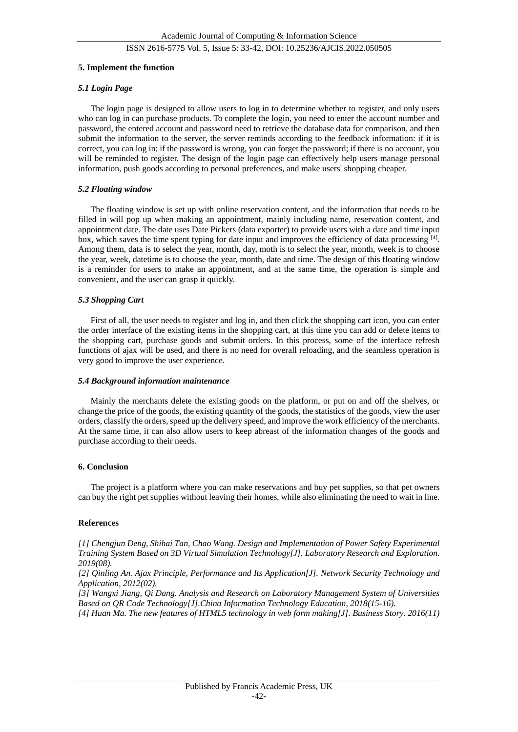## 5. Implement the function

### *5.1 Login Page*

The login page is designed to allow users to log in to determine whether to register, and only users who can log in can purchase products. To complete the login, you need to enter the account number and password, the entered account and password need to retrieve the database data for comparison, and then submit the information to the server, the server reminds according to the feedback information: if it is correct, you can log in; if the password is wrong, you can forget the password; if there is no account, you will be reminded to register. The design of the login page can effectively help users manage personal information, push goods according to personal preferences, and make users' shopping cheaper.

### *5.2 Floating window*

The floating window is set up with online reservation content, and the information that needs to be filled in will pop up when making an appointment, mainly including name, reservation content, and appointment date. The date uses Date Pickers (data exporter) to provide users with a date and time input box, which saves the time spent typing for date input and improves the efficiency of data processing [4]. Among them, data is to select the year, month, day, moth is to select the year, month, week is to choose the year, week, datetime is to choose the year, month, date and time. The design of this floating window is a reminder for users to make an appointment, and at the same time, the operation is simple and convenient, and the user can grasp it quickly.

### *5.3 Shopping Cart*

First of all, the user needs to register and log in, and then click the shopping cart icon, you can enter the order interface of the existing items in the shopping cart, at this time you can add or delete items to the shopping cart, purchase goods and submit orders. In this process, some of the interface refresh functions of ajax will be used, and there is no need for overall reloading, and the seamless operation is very good to improve the user experience.

### *5.4 Background information maintenance*

Mainly the merchants delete the existing goods on the platform, or put on and off the shelves, or change the price of the goods, the existing quantity of the goods, the statistics of the goods, view the user orders, classify the orders, speed up the delivery speed, and improve the work efficiency of the merchants. At the same time, it can also allow users to keep abreast of the information changes of the goods and purchase according to their needs.

## 6. Conclusion

The project is a platform where you can make reservations and buy pet supplies, so that pet owners can buy the right pet supplies without leaving their homes, while also eliminating the need to wait in line.

## References

*[1] Chengjun Deng, Shihai Tan, Chao Wang. Design and Implementation of Power Safety Experimental Training System Based on 3D Virtual Simulation Technology[J]. Laboratory Research and Exploration. 2019(08).*

*[2] Qinling An. Ajax Principle, Performance and Its Application[J]. Network Security Technology and Application, 2012(02).*

*[3] Wangxi Jiang, Qi Dang. Analysis and Research on Laboratory Management System of Universities Based on QR Code Technology[J].China Information Technology Education, 2018(15-16).*

*[4] Huan Ma. The new features of HTML5 technology in web form making[J]. Business Story. 2016(11)*